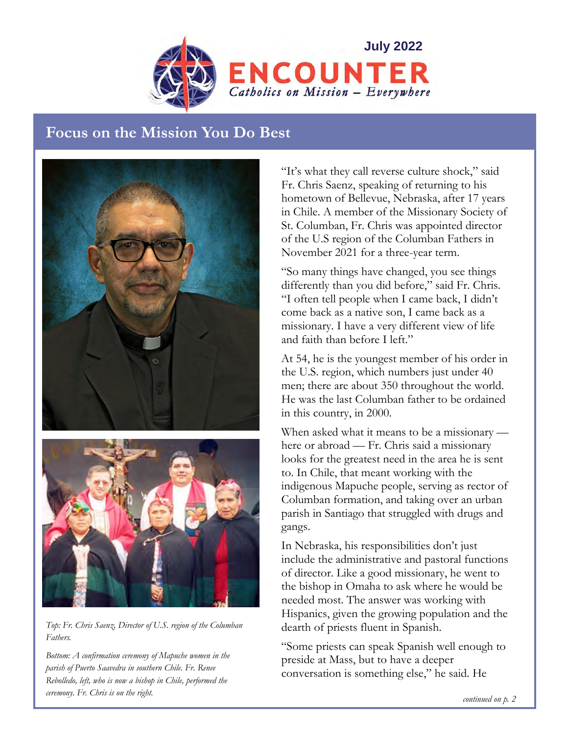July 2022

# ENCOUNTER

*Catholics on Mission – Everywhere*

## Focus on the Mission You Do Best

*Top: Fr. Chris Saenz, Director of U.S. region of the Columban Fathers.*

*Bottom: A confirmation ceremony of Mapuche women in the parish of Puerto Saavedra in southern Chile. Fr. Renee Rebolledo, left, who is now a bishop in Chile, performed the ceremony. Fr. Chris is on the right.*

"It's what they call reverse culture shock," said Fr. Chris Saenz, speaking of returning to his hometown of Bellevue, Nebraska, after 17 years in Chile. A member of the Missionary Society of St. Columban, Fr. Chris was appointed director of the U.S region of the Columban Fathers in November 2021 for a three-year term.

"So many things have changed, you see things differently than you did before," said Fr. Chris. "I often tell people when I came back, I didn't come back as a native son, I came back as a missionary. I have a very different view of life and faith than before I left."

At 54, he is the youngest member of his order in the U.S. region, which numbers just under 40 men; there are about 350 throughout the world. He was the last Columban father to be ordained in this country, in 2000.

When asked what it means to be a missionary — here or abroad — Fr. Chris said a missionary looks for the greatest need in the area he is sent to. In Chile, that meant working with the indigenous Mapuche people, serving as rector of Columban formation, and taking over an urban parish in Santiago that struggled with drugs and gangs.

In Nebraska, his responsibilities don't just include the administrative and pastoral functions of director. Like a good missionary, he went to the bishop in Omaha to ask where he would be needed most. The answer was working with Hispanics, given the growing population and the dearth of priests fluent in Spanish.

"Some priests can speak Spanish well enough to preside at Mass, but to have a deeper conversation is something else," he said. He

*continued on p. 2*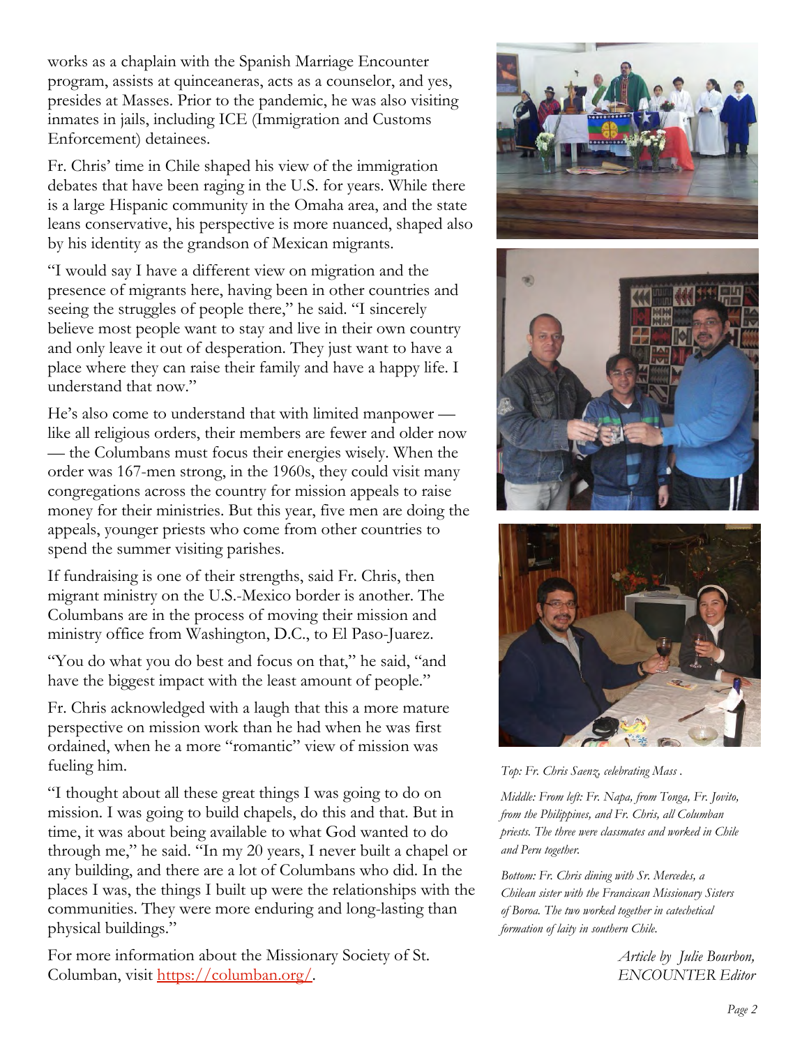works as a chaplain with the Spanish Marriage Encounter program, assists at quinceaneras, acts as a counselor, and yes, presides at Masses. Prior to the pandemic, he was also visiting inmates in jails, including ICE (Immigration and Customs Enforcement) detainees.

Fr. Chris' time in Chile shaped his view of the immigration debates that have been raging in the U.S. for years. While there is a large Hispanic community in the Omaha area, and the state leans conservative, his perspective is more nuanced, shaped also by his identity as the grandson of Mexican migrants.

"I would say I have a different view on migration and the presence of migrants here, having been in other countries and seeing the struggles of people there," he said. "I sincerely believe most people want to stay and live in their own country and only leave it out of desperation. They just want to have a place where they can raise their family and have a happy life. I understand that now."

He's also come to understand that with limited manpower — like all religious orders, their members are fewer and older now — the Columbans must focus their energies wisely. When the order was 167-men strong, in the 1960s, they could visit many congregations across the country for mission appeals to raise money for their ministries. But this year, five men are doing the appeals, younger priests who come from other countries to spend the summer visiting parishes.

If fundraising is one of their strengths, said Fr. Chris, then migrant ministry on the U.S.-Mexico border is another. The Columbans are in the process of moving their mission and ministry office from Washington, D.C., to El Paso-Juarez.

"You do what you do best and focus on that," he said, "and have the biggest impact with the least amount of people."

Fr. Chris acknowledged with a laugh that this a more mature perspective on mission work than he had when he was first ordained, when he a more "romantic" view of mission was fueling him.

"I thought about all these great things I was going to do on mission. I was going to build chapels, do this and that. But in time, it was about being available to what God wanted to do through me," he said. "In my 20 years, I never built a chapel or any building, and there are a lot of Columbans who did. In the places I was, the things I built up were the relationships with the communities. They were more enduring and long-lasting than physical buildings."

For more information about the Missionary Society of St. Columban, visit https://columban.org/.

*Top: Fr. Chris Saenz, celebrating Mass .*

*Middle: From left: Fr. Napa, from Tonga, Fr. Jovito, from the Philippines, and Fr. Chris, all Columban priests. The three were classmates and worked in Chile and Peru together.*

*Bottom: Fr. Chris dining with Sr. Mercedes, a Chilean sister with the Franciscan Missionary Sisters of Boroa. The two worked together in catechetical formation of laity in southern Chile.*

*Article by Julie Bourbon, ENCOUNTER Editor*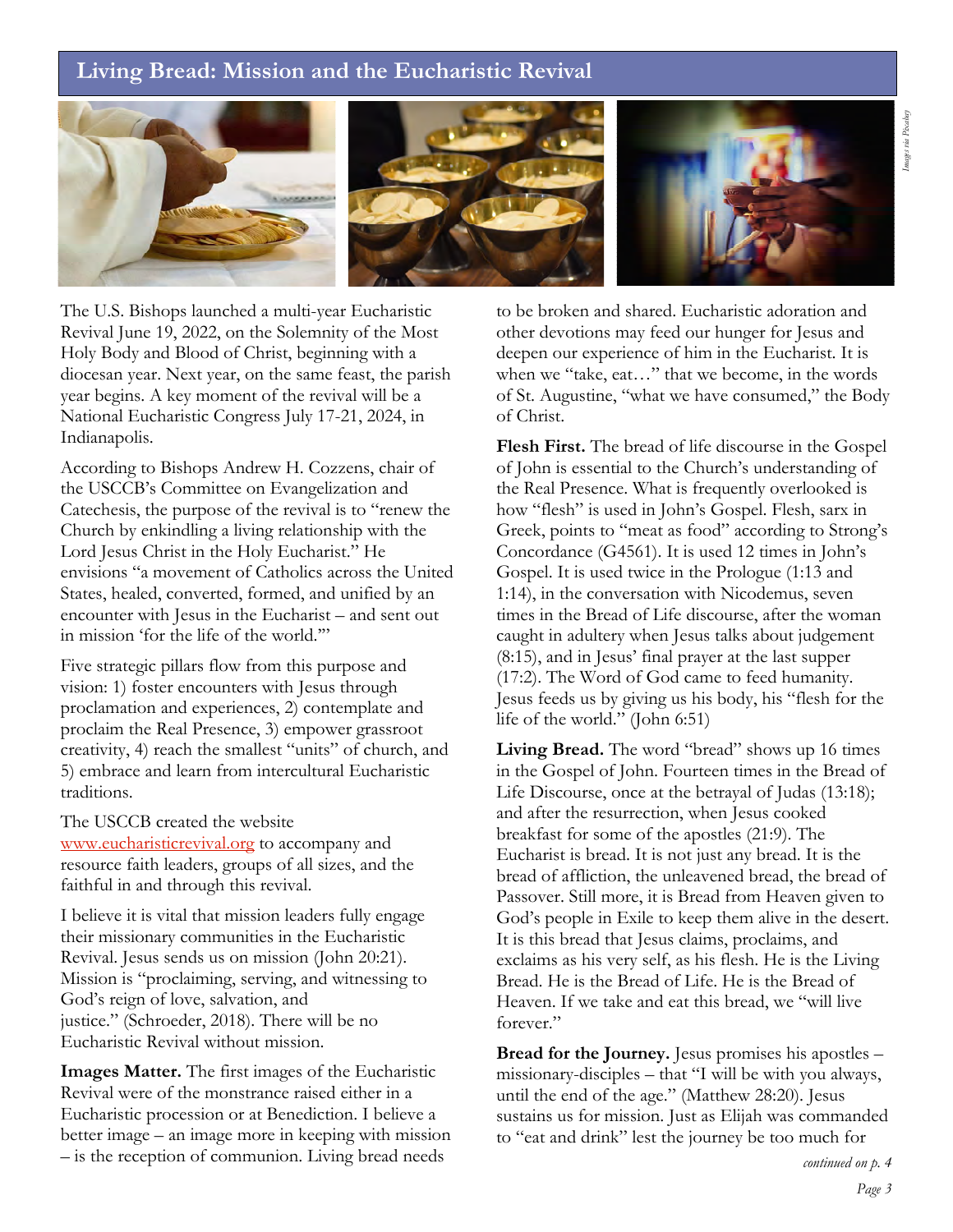## Living Bread: Mission and the Eucharistic Revival

*Images via Pixabay*

The U.S. Bishops launched a multi-year Eucharistic Revival June 19, 2022, on the Solemnity of the Most Holy Body and Blood of Christ, beginning with a diocesan year. Next year, on the same feast, the parish year begins. A key moment of the revival will be a National Eucharistic Congress July 17-21, 2024, in Indianapolis.

According to Bishops Andrew H. Cozzens, chair of the USCCB's Committee on Evangelization and Catechesis, the purpose of the revival is to "renew the Church by enkindling a living relationship with the Lord Jesus Christ in the Holy Eucharist." He envisions "a movement of Catholics across the United States, healed, converted, formed, and unified by an encounter with Jesus in the Eucharist – and sent out in mission 'for the life of the world.'"

Five strategic pillars flow from this purpose and vision: 1) foster encounters with Jesus through proclamation and experiences, 2) contemplate and proclaim the Real Presence, 3) empower grassroot creativity, 4) reach the smallest "units" of church, and 5) embrace and learn from intercultural Eucharistic traditions.

The USCCB created the website www.eucharisticrevival.org to accompany and resource faith leaders, groups of all sizes, and the faithful in and through this revival.

I believe it is vital that mission leaders fully engage their missionary communities in the Eucharistic Revival. Jesus sends us on mission (John 20:21). Mission is "proclaiming, serving, and witnessing to God's reign of love, salvation, and justice." (Schroeder, 2018). There will be no Eucharistic Revival without mission.

**Images Matter.** The first images of the Eucharistic Revival were of the monstrance raised either in a Eucharistic procession or at Benediction. I believe a better image – an image more in keeping with mission – is the reception of communion. Living bread needs to be broken and shared. Eucharistic adoration and other devotions may feed our hunger for Jesus and deepen our experience of him in the Eucharist. It is when we "take, eat…" that we become, in the words of St. Augustine, "what we have consumed," the Body of Christ.

**Flesh First.** The bread of life discourse in the Gospel of John is essential to the Church's understanding of the Real Presence. What is frequently overlooked is how "flesh" is used in John's Gospel. Flesh, sarx in Greek, points to "meat as food" according to Strong's Concordance (G4561). It is used 12 times in John's Gospel. It is used twice in the Prologue (1:13 and 1:14), in the conversation with Nicodemus, seven times in the Bread of Life discourse, after the woman caught in adultery when Jesus talks about judgement (8:15), and in Jesus' final prayer at the last supper (17:2). The Word of God came to feed humanity. Jesus feeds us by giving us his body, his "flesh for the life of the world." (John 6:51)

**Living Bread.** The word "bread" shows up 16 times in the Gospel of John. Fourteen times in the Bread of Life Discourse, once at the betrayal of Judas (13:18); and after the resurrection, when Jesus cooked breakfast for some of the apostles (21:9). The Eucharist is bread. It is not just any bread. It is the bread of affliction, the unleavened bread, the bread of Passover. Still more, it is Bread from Heaven given to God's people in Exile to keep them alive in the desert. It is this bread that Jesus claims, proclaims, and exclaims as his very self, as his flesh. He is the Living Bread. He is the Bread of Life. He is the Bread of Heaven. If we take and eat this bread, we "will live forever."

**Bread for the Journey.** Jesus promises his apostles – missionary-disciples – that "I will be with you always, until the end of the age." (Matthew 28:20). Jesus sustains us for mission. Just as Elijah was commanded to "eat and drink" lest the journey be too much for

*continued on p. 4*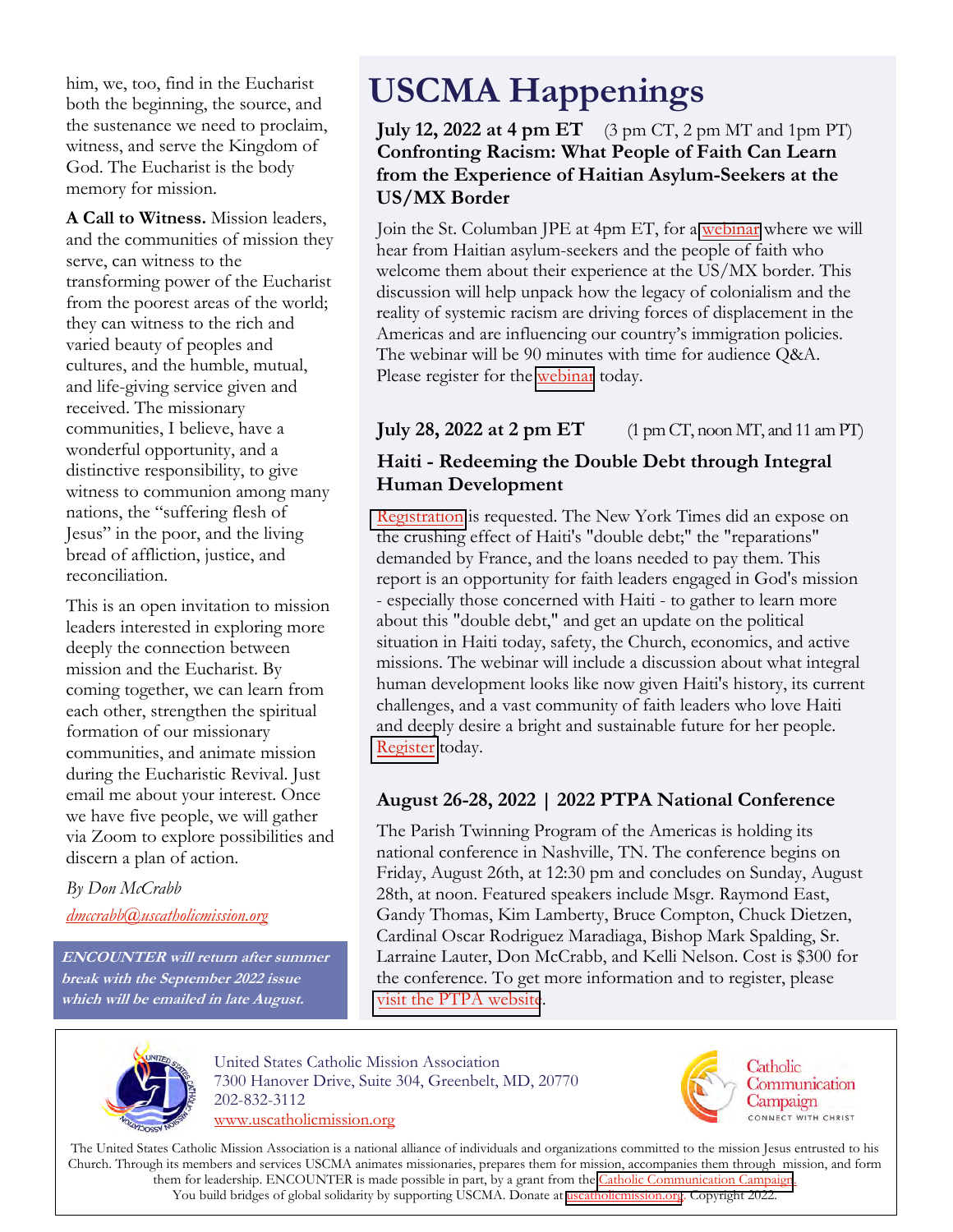him, we, too, find in the Eucharist both the beginning, the source, and the sustenance we need to proclaim, witness, and serve the Kingdom of God. The Eucharist is the body memory for mission.

**A Call to Witness.** Mission leaders, and the communities of mission they serve, can witness to the transforming power of the Eucharist from the poorest areas of the world; they can witness to the rich and varied beauty of peoples and cultures, and the humble, mutual, and life-giving service given and received. The missionary communities, I believe, have a wonderful opportunity, and a distinctive responsibility, to give witness to communion among many nations, the "suffering flesh of Jesus" in the poor, and the living bread of affliction, justice, and reconciliation.

This is an open invitation to mission leaders interested in exploring more deeply the connection between mission and the Eucharist. By coming together, we can learn from each other, strengthen the spiritual formation of our missionary communities, and animate mission during the Eucharistic Revival. Just email me about your interest. Once we have five people, we will gather via Zoom to explore possibilities and discern a plan of action.

*By Don McCrabb*

*dmccrabb@uscatholicmission.org*

***ENCOUNTER will return after summer break with the September 2022 issue which will be emailed in late August.***

# USCMA Happenings

**July 12, 2022 at 4 pm ET** (3 pm CT, 2 pm MT and 1pm PT)
**Confronting Racism: What People of Faith Can Learn from the Experience of Haitian Asylum-Seekers at the US/MX Border**

Join the St. Columban JPE at 4pm ET, for a webinar where we will hear from Haitian asylum-seekers and the people of faith who welcome them about their experience at the US/MX border. This discussion will help unpack how the legacy of colonialism and the reality of systemic racism are driving forces of displacement in the Americas and are influencing our country's immigration policies. The webinar will be 90 minutes with time for audience Q&A. Please register for the webinar today.

**July 28, 2022 at 2 pm ET** (1 pm CT, noon MT, and 11 am PT)

**Haiti - Redeeming the Double Debt through Integral Human Development**

Registration is requested. The New York Times did an expose on the crushing effect of Haiti's "double debt;" the "reparations" demanded by France, and the loans needed to pay them. This report is an opportunity for faith leaders engaged in God's mission - especially those concerned with Haiti - to gather to learn more about this "double debt," and get an update on the political situation in Haiti today, safety, the Church, economics, and active missions. The webinar will include a discussion about what integral human development looks like now given Haiti's history, its current challenges, and a vast community of faith leaders who love Haiti and deeply desire a bright and sustainable future for her people. Register today.

**August 26-28, 2022 | 2022 PTPA National Conference**

The Parish Twinning Program of the Americas is holding its national conference in Nashville, TN. The conference begins on Friday, August 26th, at 12:30 pm and concludes on Sunday, August 28th, at noon. Featured speakers include Msgr. Raymond East, Gandy Thomas, Kim Lamberty, Bruce Compton, Chuck Dietzen, Cardinal Oscar Rodriguez Maradiaga, Bishop Mark Spalding, Sr. Larraine Lauter, Don McCrabb, and Kelli Nelson. Cost is $300 for the conference. To get more information and to register, please visit the PTPA website.

United States Catholic Mission Association
7300 Hanover Drive, Suite 304, Greenbelt, MD, 20770
202-832-3112
www.uscatholicmission.org

Catholic Communication Campaign
CONNECT WITH CHRIST

The United States Catholic Mission Association is a national alliance of individuals and organizations committed to the mission Jesus entrusted to his Church. Through its members and services USCMA animates missionaries, prepares them for mission, accompanies them through mission, and form them for leadership. ENCOUNTER is made possible in part, by a grant from the Catholic Communication Campaign. You build bridges of global solidarity by supporting USCMA. Donate at uscatholicmission.org. Copyright 2022.